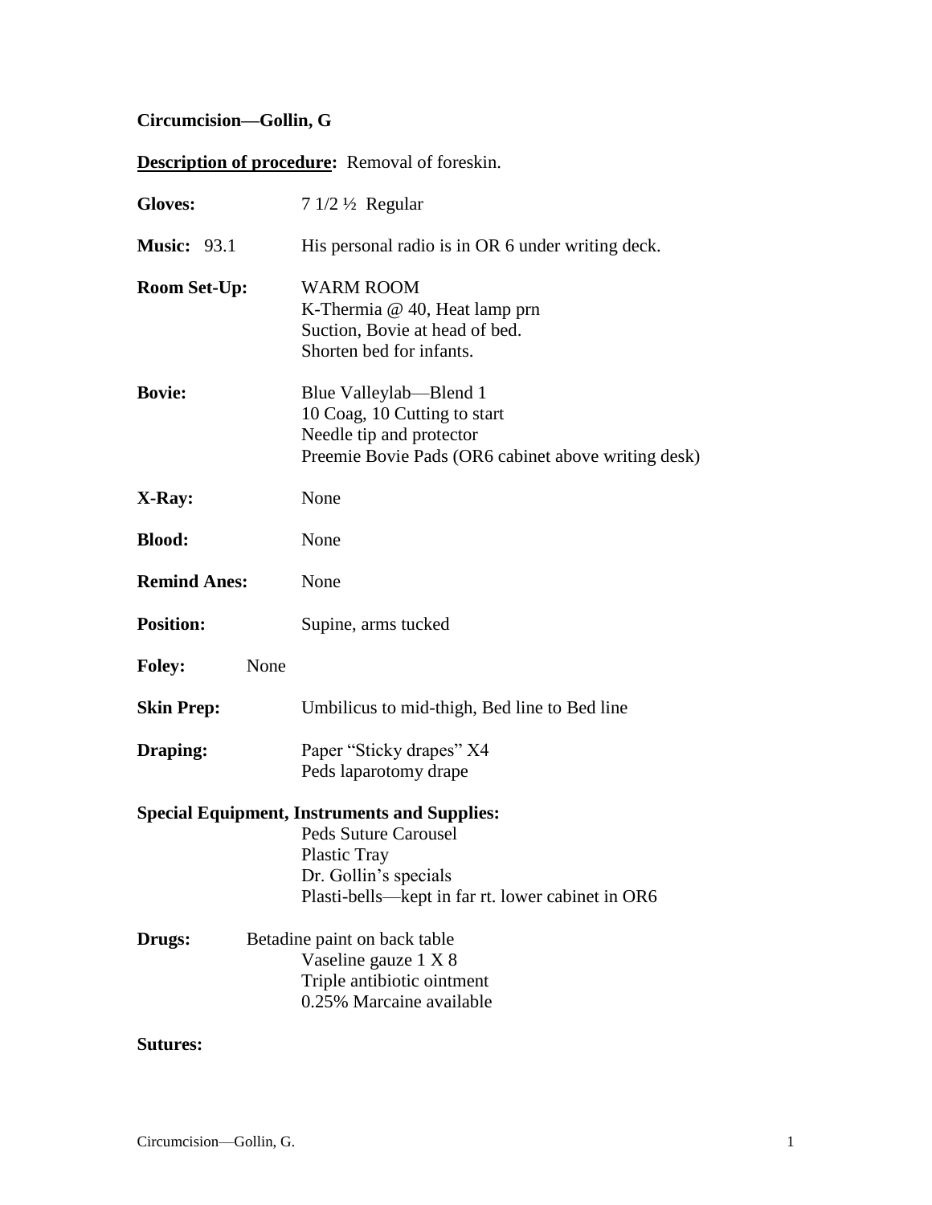**Circumcision—Gollin, G**

**Description of procedure:** Removal of foreskin.

**Gloves:** 7 1/2 ½ Regular

**Music:** 93.1 His personal radio is in OR 6 under writing deck.

**Room Set-Up:**
WARM ROOM
K-Thermia @ 40, Heat lamp prn
Suction, Bovie at head of bed.
Shorten bed for infants.

**Bovie:**
Blue Valleylab—Blend 1
10 Coag, 10 Cutting to start
Needle tip and protector
Preemie Bovie Pads (OR6 cabinet above writing desk)

**X-Ray:** None

**Blood:** None

**Remind Anes:** None

**Position:** Supine, arms tucked

**Foley:** None

**Skin Prep:** Umbilicus to mid-thigh, Bed line to Bed line

**Draping:**
Paper "Sticky drapes" X4
Peds laparotomy drape

**Special Equipment, Instruments and Supplies:**
Peds Suture Carousel
Plastic Tray
Dr. Gollin's specials
Plasti-bells—kept in far rt. lower cabinet in OR6

**Drugs:**
Betadine paint on back table
Vaseline gauze 1 X 8
Triple antibiotic ointment
0.25% Marcaine available

**Sutures:**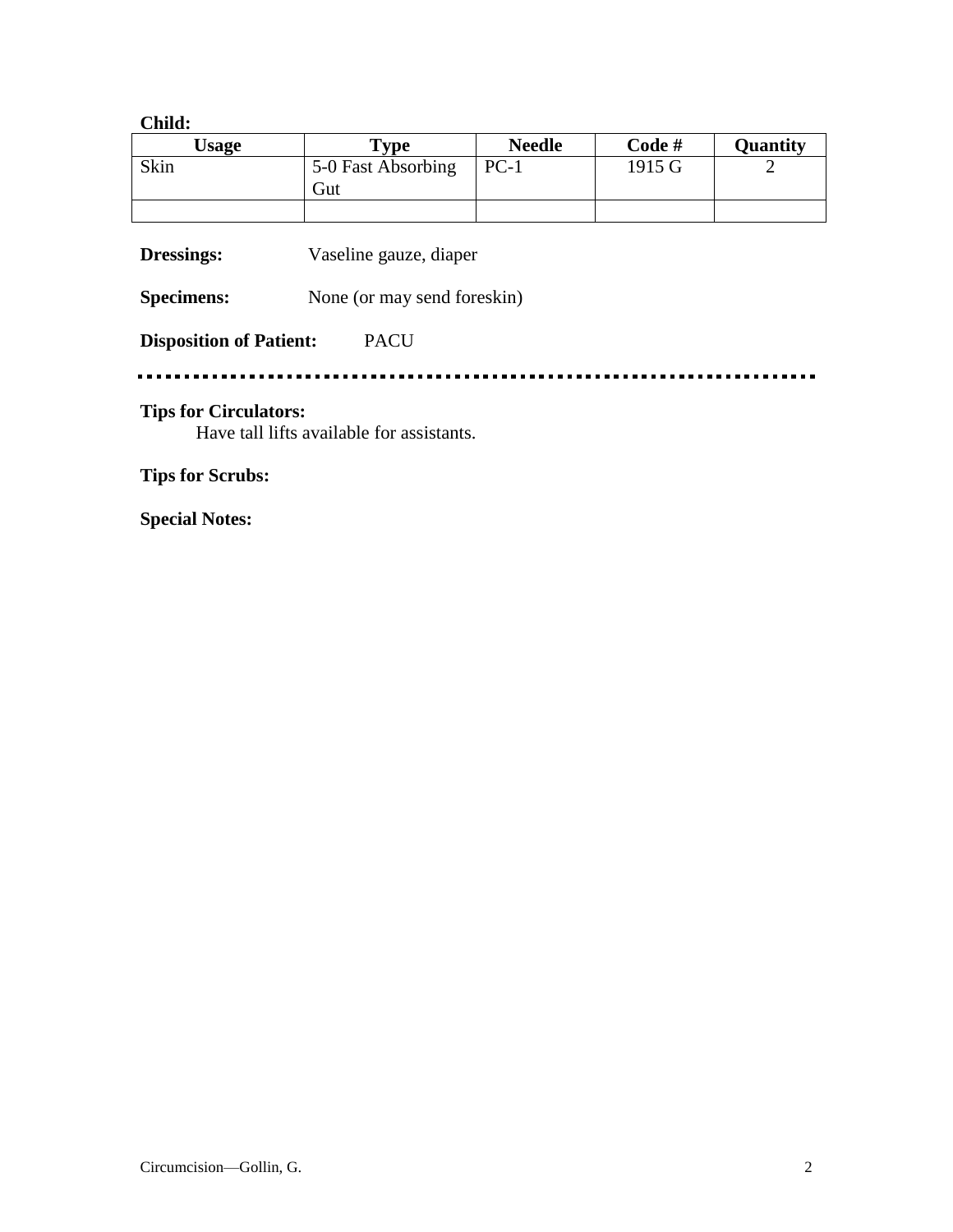**Child:**

| Usage | Type | Needle | Code # | Quantity |
|---|---|---|---|---|
| Skin | 5-0 Fast Absorbing Gut | PC-1 | 1915 G | 2 |
| | | | | |

**Dressings:** Vaseline gauze, diaper

**Specimens:** None (or may send foreskin)

**Disposition of Patient:** PACU

---

**Tips for Circulators:**

Have tall lifts available for assistants.

**Tips for Scrubs:**

**Special Notes:**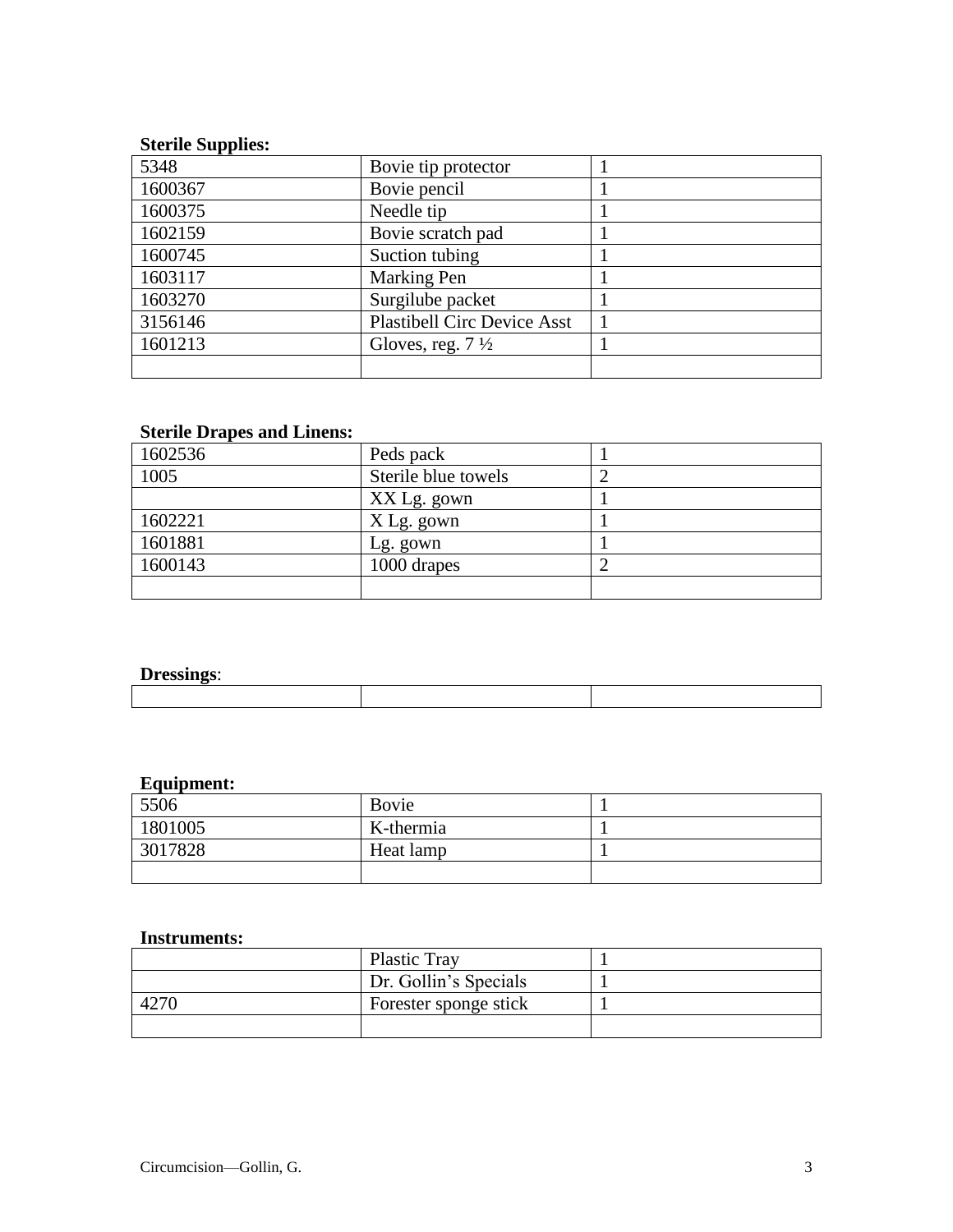**Sterile Supplies:**

| | | |
|---|---|---|
| 5348 | Bovie tip protector | 1 |
| 1600367 | Bovie pencil | 1 |
| 1600375 | Needle tip | 1 |
| 1602159 | Bovie scratch pad | 1 |
| 1600745 | Suction tubing | 1 |
| 1603117 | Marking Pen | 1 |
| 1603270 | Surgilube packet | 1 |
| 3156146 | Plastibell Circ Device Asst | 1 |
| 1601213 | Gloves, reg. 7 ½ | 1 |
| | | |

**Sterile Drapes and Linens:**

| | | |
|---|---|---|
| 1602536 | Peds pack | 1 |
| 1005 | Sterile blue towels | 2 |
| | XX Lg. gown | 1 |
| 1602221 | X Lg. gown | 1 |
| 1601881 | Lg. gown | 1 |
| 1600143 | 1000 drapes | 2 |
| | | |

**Dressings**:

| | | |
|---|---|---|
| | | |

**Equipment:**

| | | |
|---|---|---|
| 5506 | Bovie | 1 |
| 1801005 | K-thermia | 1 |
| 3017828 | Heat lamp | 1 |
| | | |

**Instruments:**

| | | |
|---|---|---|
| | Plastic Tray | 1 |
| | Dr. Gollin's Specials | 1 |
| 4270 | Forester sponge stick | 1 |
| | | |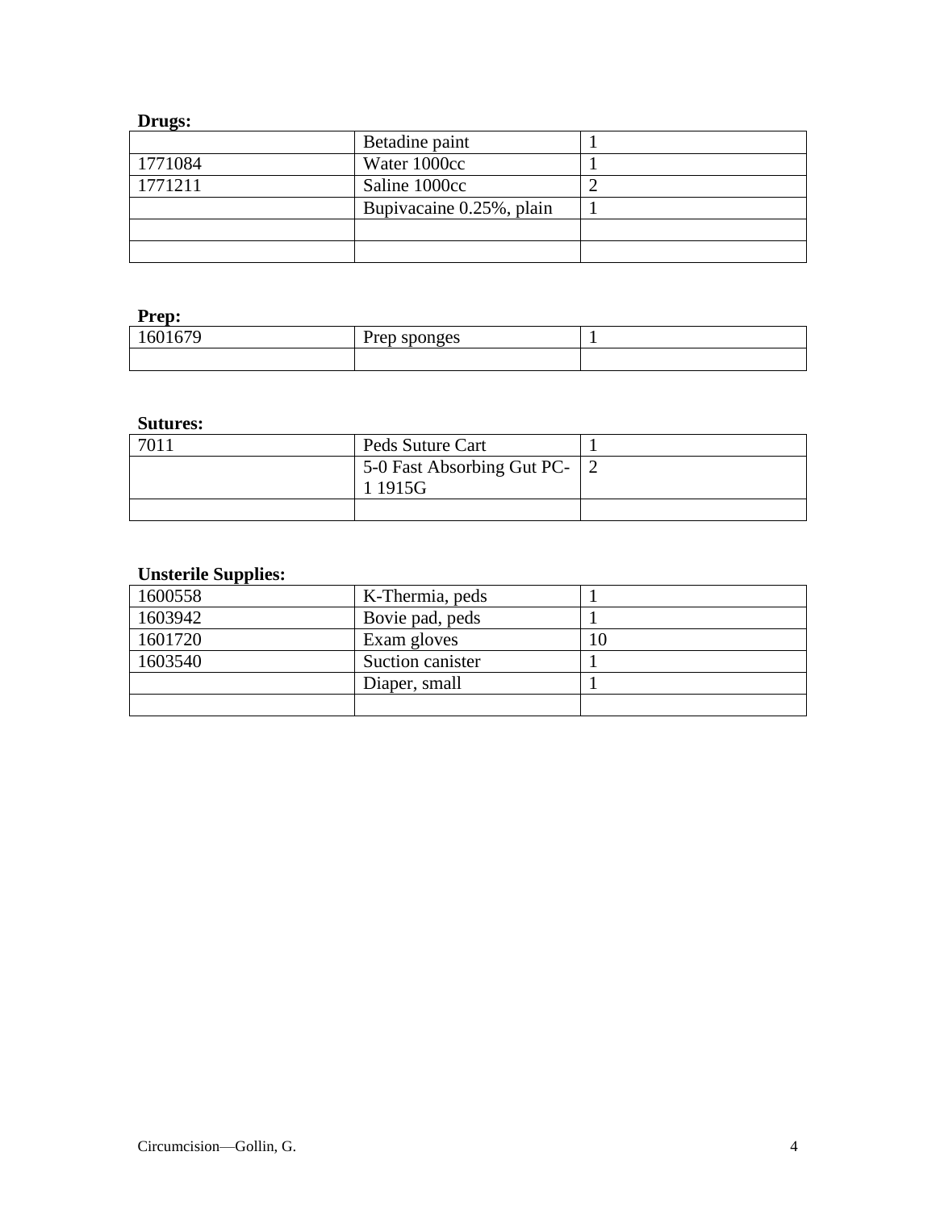**Drugs:**

| | | |
|---|---|---|
| | Betadine paint | 1 |
| 1771084 | Water 1000cc | 1 |
| 1771211 | Saline 1000cc | 2 |
| | Bupivacaine 0.25%, plain | 1 |
| | | |
| | | |

**Prep:**

| | | |
|---|---|---|
| 1601679 | Prep sponges | 1 |
| | | |

**Sutures:**

| | | |
|---|---|---|
| 7011 | Peds Suture Cart | 1 |
| | 5-0 Fast Absorbing Gut PC-1 1915G | 2 |
| | | |

**Unsterile Supplies:**

| | | |
|---|---|---|
| 1600558 | K-Thermia, peds | 1 |
| 1603942 | Bovie pad, peds | 1 |
| 1601720 | Exam gloves | 10 |
| 1603540 | Suction canister | 1 |
| | Diaper, small | 1 |
| | | |